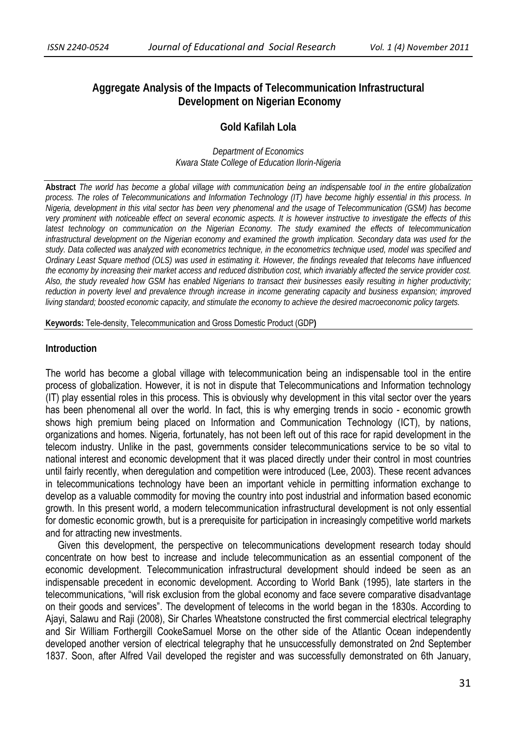# Aggregate Analysis of the Impacts of Telecommunication Infrastructural Development on Nigerian Economy

**Gold Kafilah Lola**

*Department of Economics*
*Kwara State College of Education Ilorin-Nigeria*

**Abstract** *The world has become a global village with communication being an indispensable tool in the entire globalization process. The roles of Telecommunications and Information Technology (IT) have become highly essential in this process. In Nigeria, development in this vital sector has been very phenomenal and the usage of Telecommunication (GSM) has become very prominent with noticeable effect on several economic aspects. It is however instructive to investigate the effects of this latest technology on communication on the Nigerian Economy. The study examined the effects of telecommunication infrastructural development on the Nigerian economy and examined the growth implication. Secondary data was used for the study. Data collected was analyzed with econometrics technique, in the econometrics technique used, model was specified and Ordinary Least Square method (OLS) was used in estimating it. However, the findings revealed that telecoms have influenced the economy by increasing their market access and reduced distribution cost, which invariably affected the service provider cost. Also, the study revealed how GSM has enabled Nigerians to transact their businesses easily resulting in higher productivity; reduction in poverty level and prevalence through increase in income generating capacity and business expansion; improved living standard; boosted economic capacity, and stimulate the economy to achieve the desired macroeconomic policy targets.*

**Keywords:** Tele-density, Telecommunication and Gross Domestic Product (GDP**)**

## Introduction

The world has become a global village with telecommunication being an indispensable tool in the entire process of globalization. However, it is not in dispute that Telecommunications and Information technology (IT) play essential roles in this process. This is obviously why development in this vital sector over the years has been phenomenal all over the world. In fact, this is why emerging trends in socio - economic growth shows high premium being placed on Information and Communication Technology (ICT), by nations, organizations and homes. Nigeria, fortunately, has not been left out of this race for rapid development in the telecom industry. Unlike in the past, governments consider telecommunications service to be so vital to national interest and economic development that it was placed directly under their control in most countries until fairly recently, when deregulation and competition were introduced (Lee, 2003). These recent advances in telecommunications technology have been an important vehicle in permitting information exchange to develop as a valuable commodity for moving the country into post industrial and information based economic growth. In this present world, a modern telecommunication infrastructural development is not only essential for domestic economic growth, but is a prerequisite for participation in increasingly competitive world markets and for attracting new investments.

Given this development, the perspective on telecommunications development research today should concentrate on how best to increase and include telecommunication as an essential component of the economic development. Telecommunication infrastructural development should indeed be seen as an indispensable precedent in economic development. According to World Bank (1995), late starters in the telecommunications, "will risk exclusion from the global economy and face severe comparative disadvantage on their goods and services". The development of telecoms in the world began in the 1830s. According to Ajayi, Salawu and Raji (2008), Sir Charles Wheatstone constructed the first commercial electrical telegraphy and Sir William Forthergill CookeSamuel Morse on the other side of the Atlantic Ocean independently developed another version of electrical telegraphy that he unsuccessfully demonstrated on 2nd September 1837. Soon, after Alfred Vail developed the register and was successfully demonstrated on 6th January,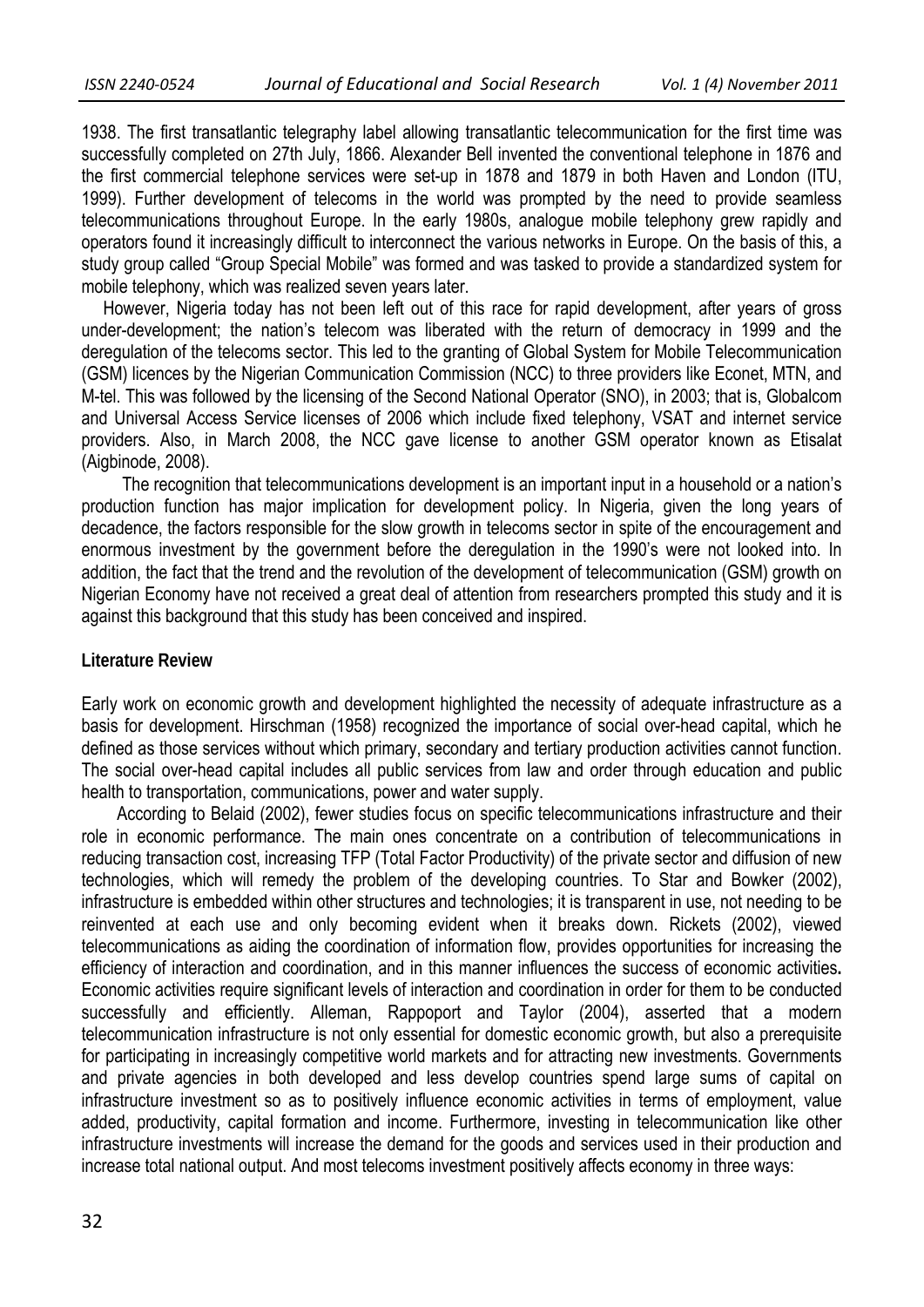1938. The first transatlantic telegraphy label allowing transatlantic telecommunication for the first time was successfully completed on 27th July, 1866. Alexander Bell invented the conventional telephone in 1876 and the first commercial telephone services were set-up in 1878 and 1879 in both Haven and London (ITU, 1999). Further development of telecoms in the world was prompted by the need to provide seamless telecommunications throughout Europe. In the early 1980s, analogue mobile telephony grew rapidly and operators found it increasingly difficult to interconnect the various networks in Europe. On the basis of this, a study group called "Group Special Mobile" was formed and was tasked to provide a standardized system for mobile telephony, which was realized seven years later.

However, Nigeria today has not been left out of this race for rapid development, after years of gross under-development; the nation's telecom was liberated with the return of democracy in 1999 and the deregulation of the telecoms sector. This led to the granting of Global System for Mobile Telecommunication (GSM) licences by the Nigerian Communication Commission (NCC) to three providers like Econet, MTN, and M-tel. This was followed by the licensing of the Second National Operator (SNO), in 2003; that is, Globalcom and Universal Access Service licenses of 2006 which include fixed telephony, VSAT and internet service providers. Also, in March 2008, the NCC gave license to another GSM operator known as Etisalat (Aigbinode, 2008).

The recognition that telecommunications development is an important input in a household or a nation's production function has major implication for development policy. In Nigeria, given the long years of decadence, the factors responsible for the slow growth in telecoms sector in spite of the encouragement and enormous investment by the government before the deregulation in the 1990's were not looked into. In addition, the fact that the trend and the revolution of the development of telecommunication (GSM) growth on Nigerian Economy have not received a great deal of attention from researchers prompted this study and it is against this background that this study has been conceived and inspired.

**Literature Review**

Early work on economic growth and development highlighted the necessity of adequate infrastructure as a basis for development. Hirschman (1958) recognized the importance of social over-head capital, which he defined as those services without which primary, secondary and tertiary production activities cannot function. The social over-head capital includes all public services from law and order through education and public health to transportation, communications, power and water supply.

According to Belaid (2002), fewer studies focus on specific telecommunications infrastructure and their role in economic performance. The main ones concentrate on a contribution of telecommunications in reducing transaction cost, increasing TFP (Total Factor Productivity) of the private sector and diffusion of new technologies, which will remedy the problem of the developing countries. To Star and Bowker (2002), infrastructure is embedded within other structures and technologies; it is transparent in use, not needing to be reinvented at each use and only becoming evident when it breaks down. Rickets (2002), viewed telecommunications as aiding the coordination of information flow, provides opportunities for increasing the efficiency of interaction and coordination, and in this manner influences the success of economic activities**.** Economic activities require significant levels of interaction and coordination in order for them to be conducted successfully and efficiently. Alleman, Rappoport and Taylor (2004), asserted that a modern telecommunication infrastructure is not only essential for domestic economic growth, but also a prerequisite for participating in increasingly competitive world markets and for attracting new investments. Governments and private agencies in both developed and less develop countries spend large sums of capital on infrastructure investment so as to positively influence economic activities in terms of employment, value added, productivity, capital formation and income. Furthermore, investing in telecommunication like other infrastructure investments will increase the demand for the goods and services used in their production and increase total national output. And most telecoms investment positively affects economy in three ways: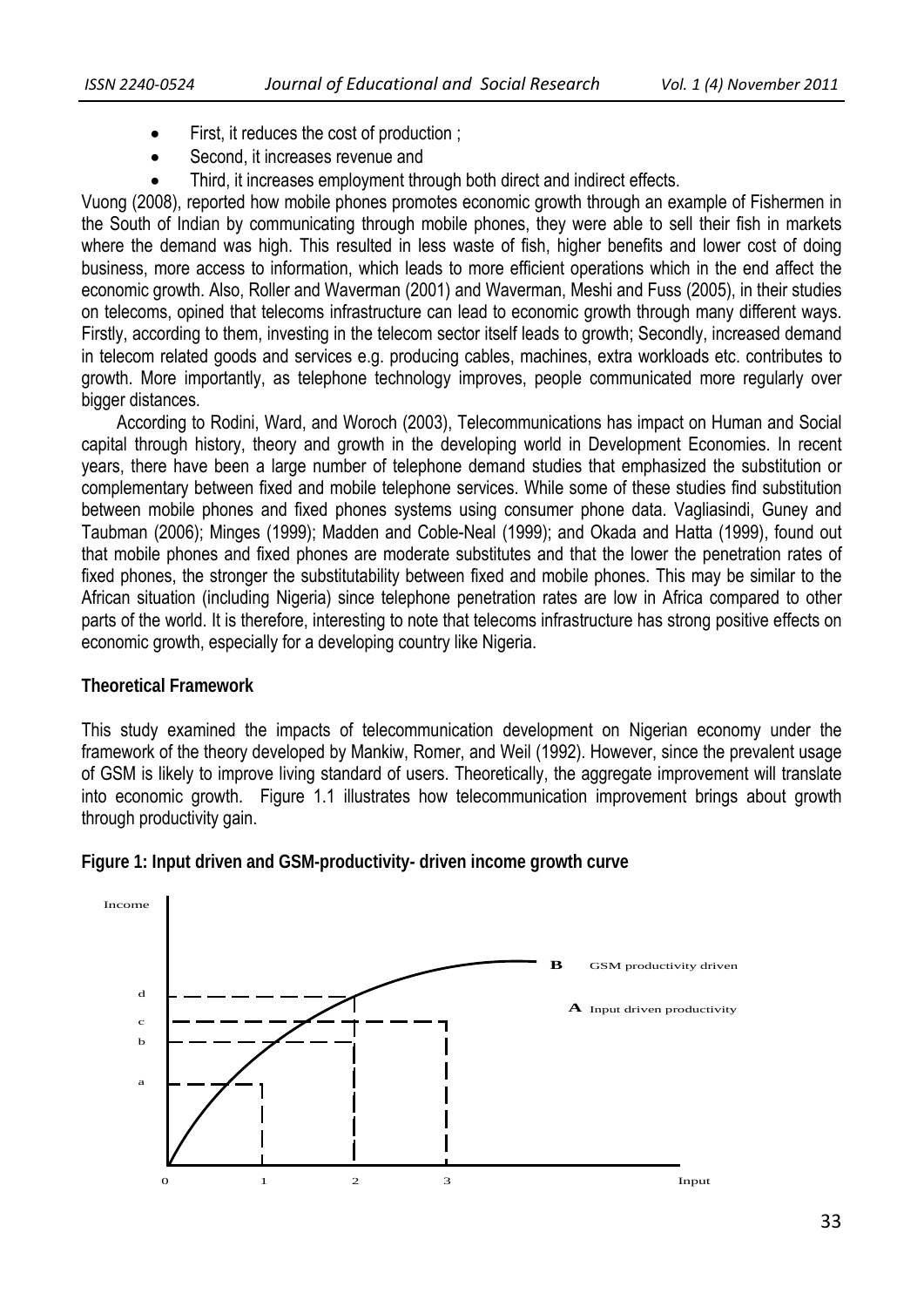- First, it reduces the cost of production ;
- Second, it increases revenue and
- Third, it increases employment through both direct and indirect effects.

Vuong (2008), reported how mobile phones promotes economic growth through an example of Fishermen in the South of Indian by communicating through mobile phones, they were able to sell their fish in markets where the demand was high. This resulted in less waste of fish, higher benefits and lower cost of doing business, more access to information, which leads to more efficient operations which in the end affect the economic growth. Also, Roller and Waverman (2001) and Waverman, Meshi and Fuss (2005), in their studies on telecoms, opined that telecoms infrastructure can lead to economic growth through many different ways. Firstly, according to them, investing in the telecom sector itself leads to growth; Secondly, increased demand in telecom related goods and services e.g. producing cables, machines, extra workloads etc. contributes to growth. More importantly, as telephone technology improves, people communicated more regularly over bigger distances.

According to Rodini, Ward, and Woroch (2003), Telecommunications has impact on Human and Social capital through history, theory and growth in the developing world in Development Economies. In recent years, there have been a large number of telephone demand studies that emphasized the substitution or complementary between fixed and mobile telephone services. While some of these studies find substitution between mobile phones and fixed phones systems using consumer phone data. Vagliasindi, Guney and Taubman (2006); Minges (1999); Madden and Coble-Neal (1999); and Okada and Hatta (1999), found out that mobile phones and fixed phones are moderate substitutes and that the lower the penetration rates of fixed phones, the stronger the substitutability between fixed and mobile phones. This may be similar to the African situation (including Nigeria) since telephone penetration rates are low in Africa compared to other parts of the world. It is therefore, interesting to note that telecoms infrastructure has strong positive effects on economic growth, especially for a developing country like Nigeria.

**Theoretical Framework**

This study examined the impacts of telecommunication development on Nigerian economy under the framework of the theory developed by Mankiw, Romer, and Weil (1992). However, since the prevalent usage of GSM is likely to improve living standard of users. Theoretically, the aggregate improvement will translate into economic growth. Figure 1.1 illustrates how telecommunication improvement brings about growth through productivity gain.

**Figure 1: Input driven and GSM-productivity- driven income growth curve**

Income

d

c

b

a

**B** GSM productivity driven

**A** Input driven productivity

0 1 2 3 Input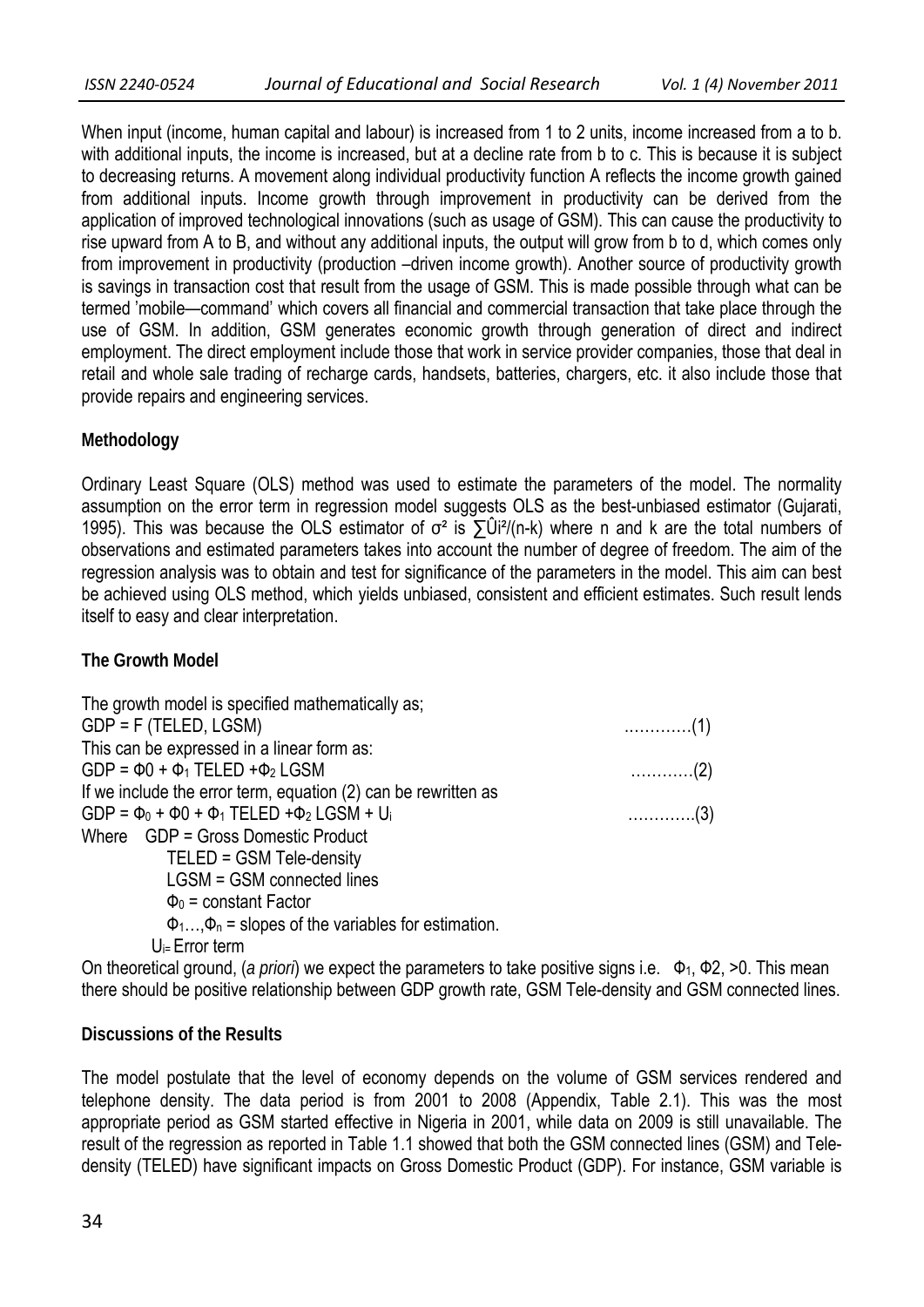When input (income, human capital and labour) is increased from 1 to 2 units, income increased from a to b. with additional inputs, the income is increased, but at a decline rate from b to c. This is because it is subject to decreasing returns. A movement along individual productivity function A reflects the income growth gained from additional inputs. Income growth through improvement in productivity can be derived from the application of improved technological innovations (such as usage of GSM). This can cause the productivity to rise upward from A to B, and without any additional inputs, the output will grow from b to d, which comes only from improvement in productivity (production –driven income growth). Another source of productivity growth is savings in transaction cost that result from the usage of GSM. This is made possible through what can be termed 'mobile—command' which covers all financial and commercial transaction that take place through the use of GSM. In addition, GSM generates economic growth through generation of direct and indirect employment. The direct employment include those that work in service provider companies, those that deal in retail and whole sale trading of recharge cards, handsets, batteries, chargers, etc. it also include those that provide repairs and engineering services.

## Methodology

Ordinary Least Square (OLS) method was used to estimate the parameters of the model. The normality assumption on the error term in regression model suggests OLS as the best-unbiased estimator (Gujarati, 1995). This was because the OLS estimator of $\sigma^2$ is $\sum \hat{U}i^2/(n-k)$ where n and k are the total numbers of observations and estimated parameters takes into account the number of degree of freedom. The aim of the regression analysis was to obtain and test for significance of the parameters in the model. This aim can best be achieved using OLS method, which yields unbiased, consistent and efficient estimates. Such result lends itself to easy and clear interpretation.

## The Growth Model

The growth model is specified mathematically as;

$$GDP = F\,(TELED,\ LGSM) \quad \text{............(1)}$$

This can be expressed in a linear form as:

$$GDP = \Phi 0 + \Phi_1\, TELED + \Phi_2\, LGSM \quad \text{............(2)}$$

If we include the error term, equation (2) can be rewritten as

$$GDP = \Phi_0 + \Phi 0 + \Phi_1\, TELED + \Phi_2\, LGSM + U_i \quad \text{............(3)}$$

Where GDP = Gross Domestic Product

TELED = GSM Tele-density

LGSM = GSM connected lines

$\Phi_0$ = constant Factor

$\Phi_1, \ldots, \Phi_n$ = slopes of the variables for estimation.

$U_{i=}$ Error term

On theoretical ground, (*a priori*) we expect the parameters to take positive signs i.e. $\Phi_1$, $\Phi 2$, >0. This mean there should be positive relationship between GDP growth rate, GSM Tele-density and GSM connected lines.

## Discussions of the Results

The model postulate that the level of economy depends on the volume of GSM services rendered and telephone density. The data period is from 2001 to 2008 (Appendix, Table 2.1). This was the most appropriate period as GSM started effective in Nigeria in 2001, while data on 2009 is still unavailable. The result of the regression as reported in Table 1.1 showed that both the GSM connected lines (GSM) and Tele-density (TELED) have significant impacts on Gross Domestic Product (GDP). For instance, GSM variable is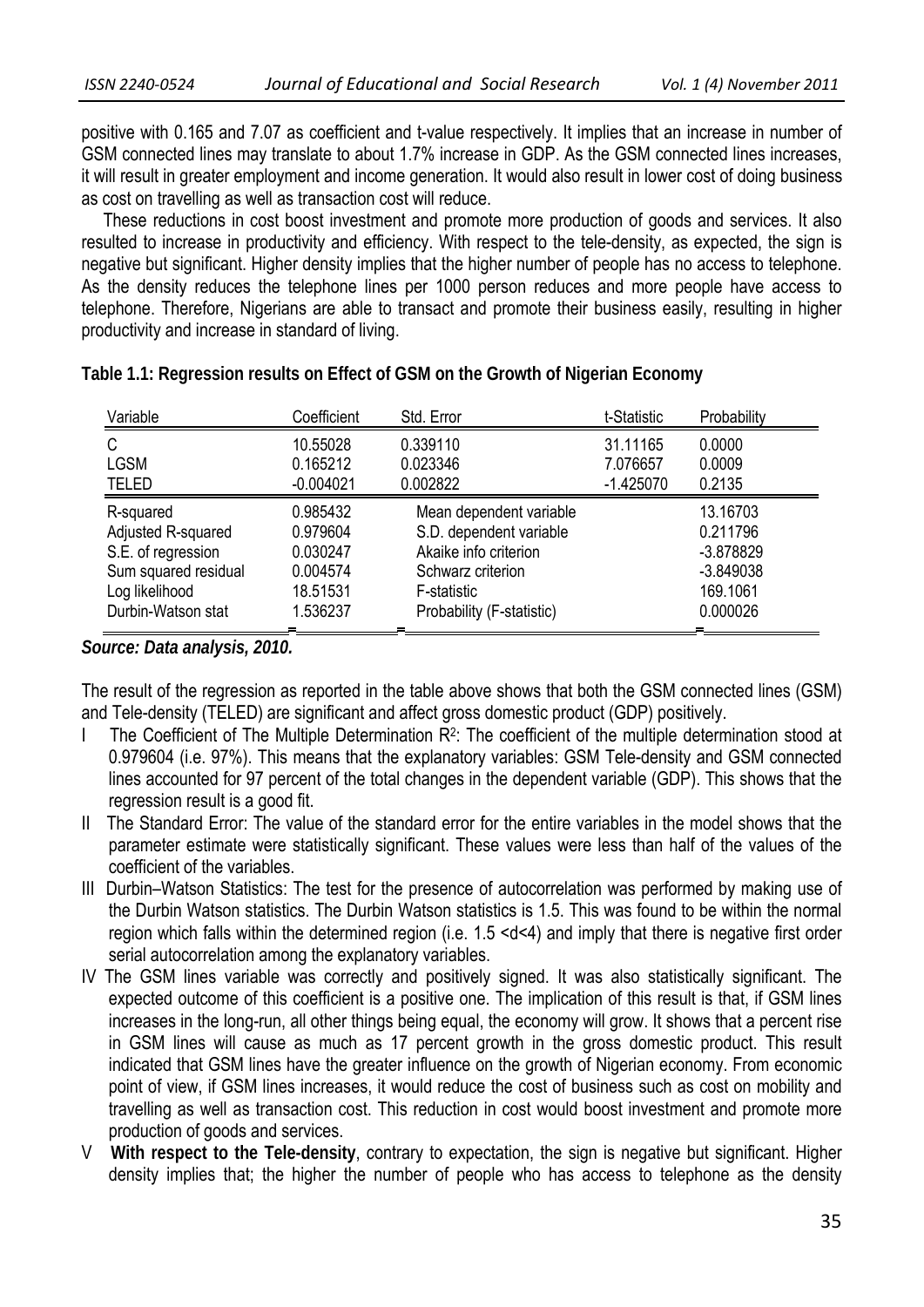positive with 0.165 and 7.07 as coefficient and t-value respectively. It implies that an increase in number of GSM connected lines may translate to about 1.7% increase in GDP. As the GSM connected lines increases, it will result in greater employment and income generation. It would also result in lower cost of doing business as cost on travelling as well as transaction cost will reduce.

These reductions in cost boost investment and promote more production of goods and services. It also resulted to increase in productivity and efficiency. With respect to the tele-density, as expected, the sign is negative but significant. Higher density implies that the higher number of people has no access to telephone. As the density reduces the telephone lines per 1000 person reduces and more people have access to telephone. Therefore, Nigerians are able to transact and promote their business easily, resulting in higher productivity and increase in standard of living.

**Table 1.1: Regression results on Effect of GSM on the Growth of Nigerian Economy**

| Variable | Coefficient | Std. Error | t-Statistic | Probability |
|---|---|---|---|---|
| C | 10.55028 | 0.339110 | 31.11165 | 0.0000 |
| LGSM | 0.165212 | 0.023346 | 7.076657 | 0.0009 |
| TELED | -0.004021 | 0.002822 | -1.425070 | 0.2135 |
| R-squared | 0.985432 | Mean dependent variable | | 13.16703 |
| Adjusted R-squared | 0.979604 | S.D. dependent variable | | 0.211796 |
| S.E. of regression | 0.030247 | Akaike info criterion | | -3.878829 |
| Sum squared residual | 0.004574 | Schwarz criterion | | -3.849038 |
| Log likelihood | 18.51531 | F-statistic | | 169.1061 |
| Durbin-Watson stat | 1.536237 | Probability (F-statistic) | | 0.000026 |

***Source: Data analysis, 2010.***

The result of the regression as reported in the table above shows that both the GSM connected lines (GSM) and Tele-density (TELED) are significant and affect gross domestic product (GDP) positively.

- I The Coefficient of The Multiple Determination $R^2$: The coefficient of the multiple determination stood at 0.979604 (i.e. 97%). This means that the explanatory variables: GSM Tele-density and GSM connected lines accounted for 97 percent of the total changes in the dependent variable (GDP). This shows that the regression result is a good fit.
- II The Standard Error: The value of the standard error for the entire variables in the model shows that the parameter estimate were statistically significant. These values were less than half of the values of the coefficient of the variables.
- III Durbin–Watson Statistics: The test for the presence of autocorrelation was performed by making use of the Durbin Watson statistics. The Durbin Watson statistics is 1.5. This was found to be within the normal region which falls within the determined region (i.e. $1.5 < d < 4$) and imply that there is negative first order serial autocorrelation among the explanatory variables.
- IV The GSM lines variable was correctly and positively signed. It was also statistically significant. The expected outcome of this coefficient is a positive one. The implication of this result is that, if GSM lines increases in the long-run, all other things being equal, the economy will grow. It shows that a percent rise in GSM lines will cause as much as 17 percent growth in the gross domestic product. This result indicated that GSM lines have the greater influence on the growth of Nigerian economy. From economic point of view, if GSM lines increases, it would reduce the cost of business such as cost on mobility and travelling as well as transaction cost. This reduction in cost would boost investment and promote more production of goods and services.
- V **With respect to the Tele-density**, contrary to expectation, the sign is negative but significant. Higher density implies that; the higher the number of people who has access to telephone as the density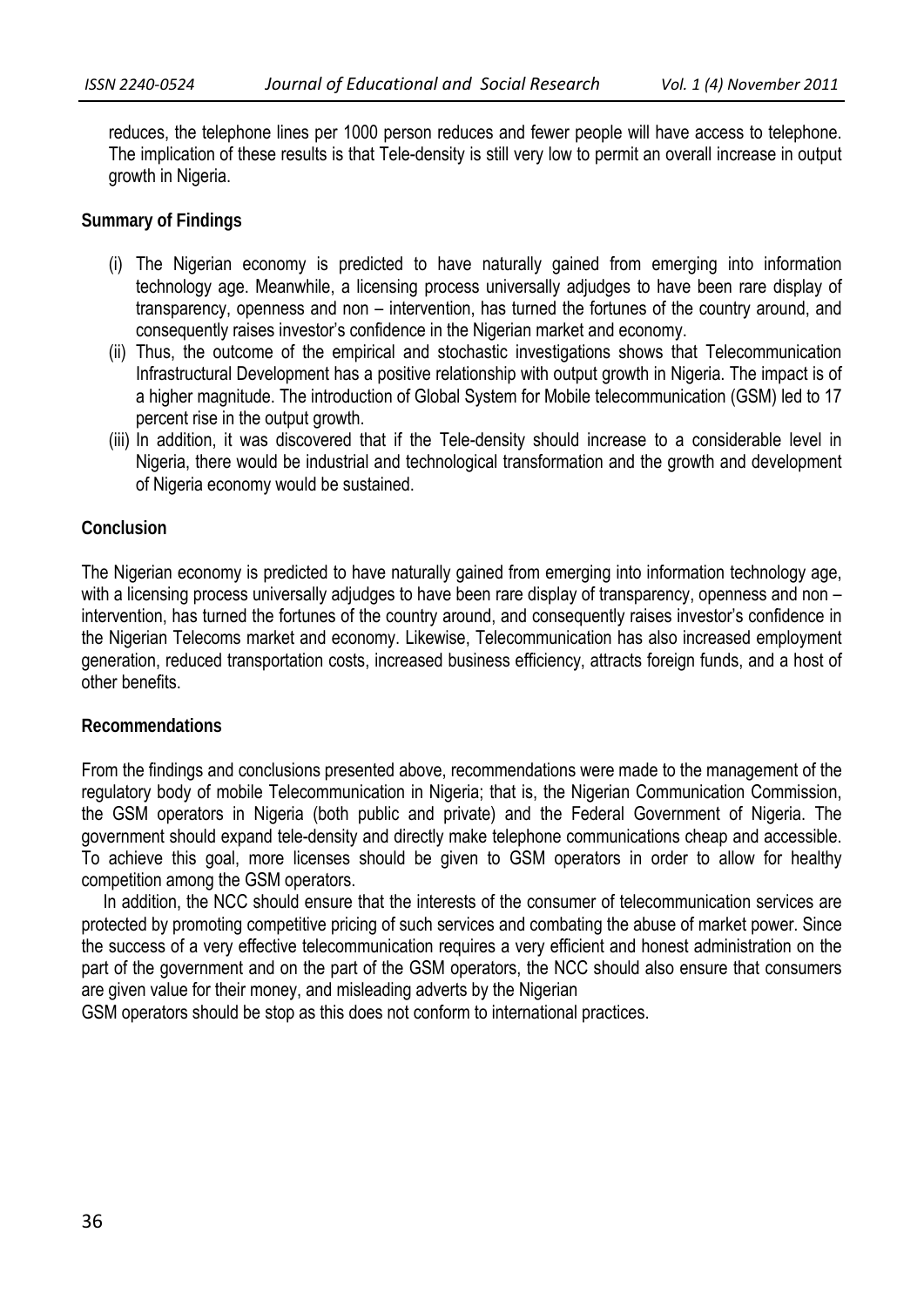reduces, the telephone lines per 1000 person reduces and fewer people will have access to telephone. The implication of these results is that Tele-density is still very low to permit an overall increase in output growth in Nigeria.

## Summary of Findings

(i) The Nigerian economy is predicted to have naturally gained from emerging into information technology age. Meanwhile, a licensing process universally adjudges to have been rare display of transparency, openness and non – intervention, has turned the fortunes of the country around, and consequently raises investor's confidence in the Nigerian market and economy.

(ii) Thus, the outcome of the empirical and stochastic investigations shows that Telecommunication Infrastructural Development has a positive relationship with output growth in Nigeria. The impact is of a higher magnitude. The introduction of Global System for Mobile telecommunication (GSM) led to 17 percent rise in the output growth.

(iii) In addition, it was discovered that if the Tele-density should increase to a considerable level in Nigeria, there would be industrial and technological transformation and the growth and development of Nigeria economy would be sustained.

## Conclusion

The Nigerian economy is predicted to have naturally gained from emerging into information technology age, with a licensing process universally adjudges to have been rare display of transparency, openness and non – intervention, has turned the fortunes of the country around, and consequently raises investor's confidence in the Nigerian Telecoms market and economy. Likewise, Telecommunication has also increased employment generation, reduced transportation costs, increased business efficiency, attracts foreign funds, and a host of other benefits.

## Recommendations

From the findings and conclusions presented above, recommendations were made to the management of the regulatory body of mobile Telecommunication in Nigeria; that is, the Nigerian Communication Commission, the GSM operators in Nigeria (both public and private) and the Federal Government of Nigeria. The government should expand tele-density and directly make telephone communications cheap and accessible. To achieve this goal, more licenses should be given to GSM operators in order to allow for healthy competition among the GSM operators.

In addition, the NCC should ensure that the interests of the consumer of telecommunication services are protected by promoting competitive pricing of such services and combating the abuse of market power. Since the success of a very effective telecommunication requires a very efficient and honest administration on the part of the government and on the part of the GSM operators, the NCC should also ensure that consumers are given value for their money, and misleading adverts by the Nigerian GSM operators should be stop as this does not conform to international practices.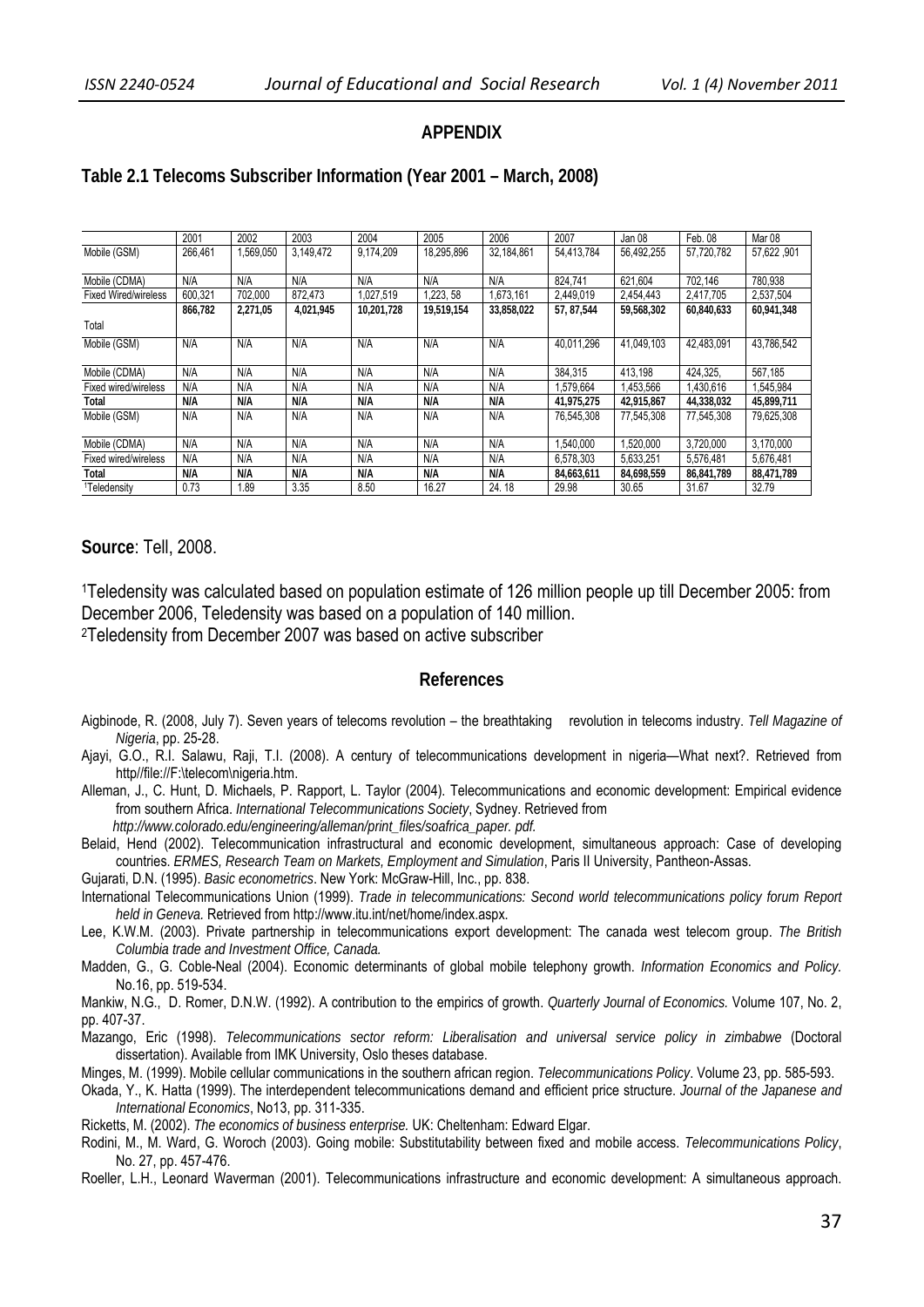## APPENDIX

### Table 2.1 Telecoms Subscriber Information (Year 2001 – March, 2008)

| | 2001 | 2002 | 2003 | 2004 | 2005 | 2006 | 2007 | Jan 08 | Feb. 08 | Mar 08 |
|---|---|---|---|---|---|---|---|---|---|---|
| Mobile (GSM) | 266,461 | 1,569,050 | 3,149,472 | 9,174,209 | 18,295,896 | 32,184,861 | 54,413,784 | 56,492,255 | 57,720,782 | 57,622 ,901 |
| Mobile (CDMA) | N/A | N/A | N/A | N/A | N/A | N/A | 824,741 | 621,604 | 702,146 | 780,938 |
| Fixed Wired/wireless | 600,321 | 702,000 | 872,473 | 1,027,519 | 1,223, 58 | 1,673,161 | 2,449,019 | 2,454,443 | 2,417,705 | 2,537,504 |
| Total | **866,782** | **2,271,05** | **4,021,945** | **10,201,728** | **19,519,154** | **33,858,022** | **57, 87,544** | **59,568,302** | **60,840,633** | **60,941,348** |
| Mobile (GSM) | N/A | N/A | N/A | N/A | N/A | N/A | 40,011,296 | 41,049,103 | 42,483,091 | 43,786,542 |
| Mobile (CDMA) | N/A | N/A | N/A | N/A | N/A | N/A | 384,315 | 413,198 | 424,325, | 567,185 |
| Fixed wired/wireless | N/A | N/A | N/A | N/A | N/A | N/A | 1,579,664 | 1,453,566 | 1,430,616 | 1,545,984 |
| **Total** | **N/A** | **N/A** | **N/A** | **N/A** | **N/A** | **N/A** | **41,975,275** | **42,915,867** | **44,338,032** | **45,899,711** |
| Mobile (GSM) | N/A | N/A | N/A | N/A | N/A | N/A | 76,545,308 | 77,545,308 | 77,545,308 | 79,625,308 |
| Mobile (CDMA) | N/A | N/A | N/A | N/A | N/A | N/A | 1,540,000 | 1,520,000 | 3,720,000 | 3,170,000 |
| Fixed wired/wireless | N/A | N/A | N/A | N/A | N/A | N/A | 6,578,303 | 5,633,251 | 5,576,481 | 5,676,481 |
| **Total** | **N/A** | **N/A** | **N/A** | **N/A** | **N/A** | **N/A** | **84,663,611** | **84,698,559** | **86,841,789** | **88,471,789** |
| [1]Teledensity | 0.73 | 1.89 | 3.35 | 8.50 | 16.27 | 24. 18 | 29.98 | 30.65 | 31.67 | 32.79 |

**Source**: Tell, 2008.

[1]Teledensity was calculated based on population estimate of 126 million people up till December 2005: from December 2006, Teledensity was based on a population of 140 million.
[2]Teledensity from December 2007 was based on active subscriber

## References

Aigbinode, R. (2008, July 7). Seven years of telecoms revolution – the breathtaking revolution in telecoms industry. *Tell Magazine of Nigeria*, pp. 25-28.

Ajayi, G.O., R.I. Salawu, Raji, T.I. (2008). A century of telecommunications development in nigeria—What next?. Retrieved from http//file://F:\telecom\nigeria.htm.

Alleman, J., C. Hunt, D. Michaels, P. Rapport, L. Taylor (2004). Telecommunications and economic development: Empirical evidence from southern Africa. *International Telecommunications Society*, Sydney. Retrieved from *http://www.colorado.edu/engineering/alleman/print_files/soafrica_paper. pdf.*

Belaid, Hend (2002). Telecommunication infrastructural and economic development, simultaneous approach: Case of developing countries. *ERMES, Research Team on Markets, Employment and Simulation*, Paris II University, Pantheon-Assas.

Gujarati, D.N. (1995). *Basic econometrics*. New York: McGraw-Hill, Inc., pp. 838.

International Telecommunications Union (1999). *Trade in telecommunications: Second world telecommunications policy forum Report held in Geneva.* Retrieved from http://www.itu.int/net/home/index.aspx.

Lee, K.W.M. (2003). Private partnership in telecommunications export development: The canada west telecom group. *The British Columbia trade and Investment Office, Canada.*

Madden, G., G. Coble-Neal (2004). Economic determinants of global mobile telephony growth. *Information Economics and Policy.* No.16, pp. 519-534.

Mankiw, N.G., D. Romer, D.N.W. (1992). A contribution to the empirics of growth. *Quarterly Journal of Economics.* Volume 107, No. 2, pp. 407-37.

Mazango, Eric (1998). *Telecommunications sector reform: Liberalisation and universal service policy in zimbabwe* (Doctoral dissertation). Available from IMK University, Oslo theses database.

Minges, M. (1999). Mobile cellular communications in the southern african region. *Telecommunications Policy*. Volume 23, pp. 585-593.

Okada, Y., K. Hatta (1999). The interdependent telecommunications demand and efficient price structure. *Journal of the Japanese and International Economics*, No13, pp. 311-335.

Ricketts, M. (2002). *The economics of business enterprise.* UK: Cheltenham: Edward Elgar.

Rodini, M., M. Ward, G. Woroch (2003). Going mobile: Substitutability between fixed and mobile access. *Telecommunications Policy*, No. 27, pp. 457-476.

Roeller, L.H., Leonard Waverman (2001). Telecommunications infrastructure and economic development: A simultaneous approach.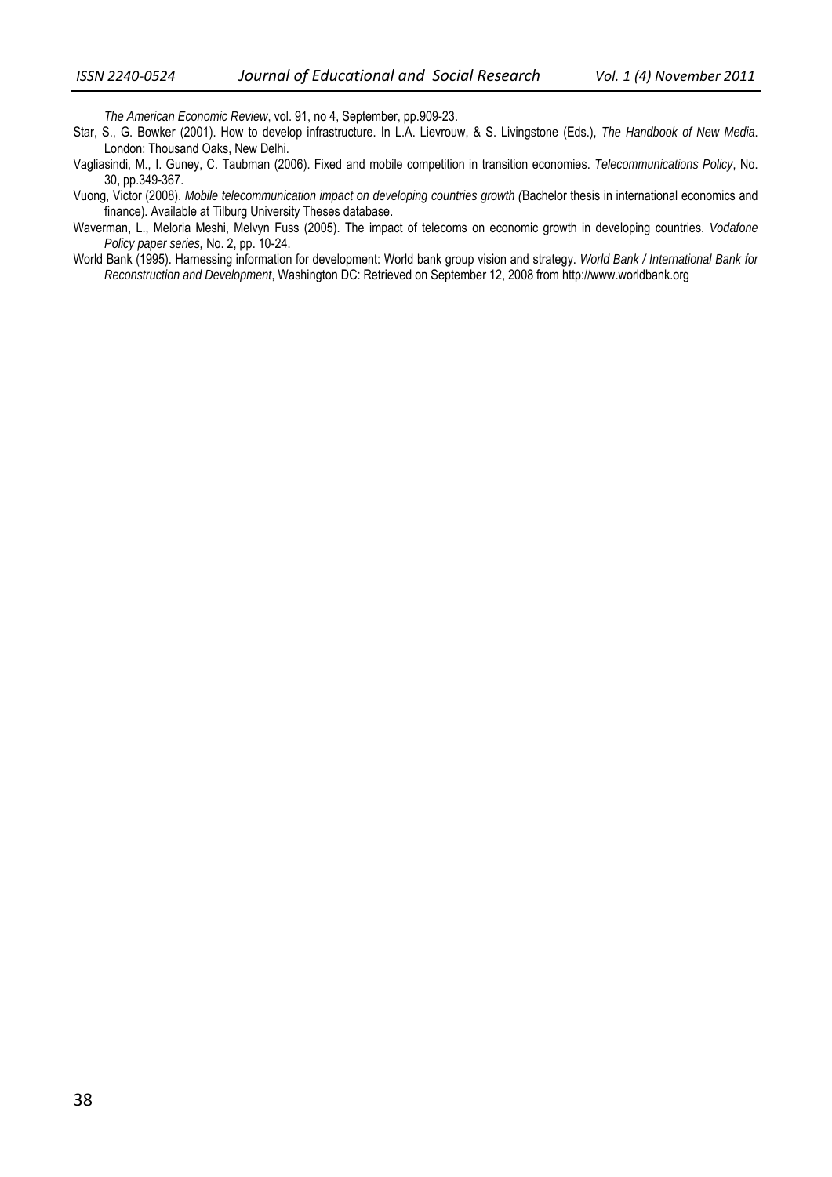*The American Economic Review*, vol. 91, no 4, September, pp.909-23.

Star, S., G. Bowker (2001). How to develop infrastructure. In L.A. Lievrouw, & S. Livingstone (Eds.), *The Handbook of New Media.* London: Thousand Oaks, New Delhi.

Vagliasindi, M., I. Guney, C. Taubman (2006). Fixed and mobile competition in transition economies. *Telecommunications Policy*, No. 30, pp.349-367.

Vuong, Victor (2008). *Mobile telecommunication impact on developing countries growth (*Bachelor thesis in international economics and finance). Available at Tilburg University Theses database.

Waverman, L., Meloria Meshi, Melvyn Fuss (2005). The impact of telecoms on economic growth in developing countries. *Vodafone Policy paper series,* No. 2, pp. 10-24.

World Bank (1995). Harnessing information for development: World bank group vision and strategy. *World Bank / International Bank for Reconstruction and Development*, Washington DC: Retrieved on September 12, 2008 from http://www.worldbank.org